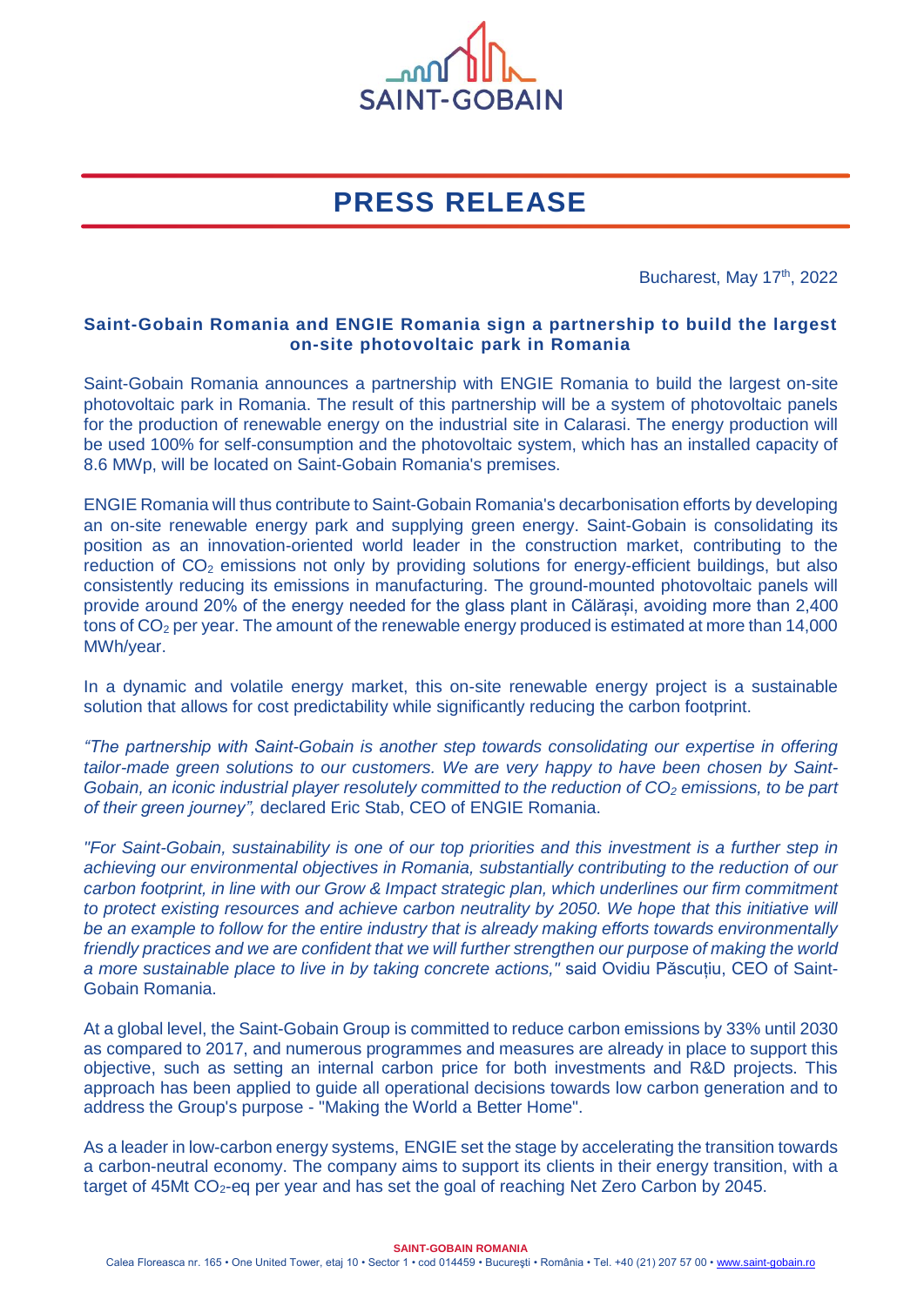# PRESS RELEASE

Bucharest, May 17th, 2022

**Saint-Gobain Romania and ENGIE Romania sign a partnership to build the largest on-site photovoltaic park in Romania**

Saint-Gobain Romania announces a partnership with ENGIE Romania to build the largest on-site photovoltaic park in Romania. The result of this partnership will be a system of photovoltaic panels for the production of renewable energy on the industrial site in Calarasi. The energy production will be used 100% for self-consumption and the photovoltaic system, which has an installed capacity of 8.6 MWp, will be located on Saint-Gobain Romania's premises.

ENGIE Romania will thus contribute to Saint-Gobain Romania's decarbonisation efforts by developing an on-site renewable energy park and supplying green energy. Saint-Gobain is consolidating its position as an innovation-oriented world leader in the construction market, contributing to the reduction of $CO_2$ emissions not only by providing solutions for energy-efficient buildings, but also consistently reducing its emissions in manufacturing. The ground-mounted photovoltaic panels will provide around 20% of the energy needed for the glass plant in Călărași, avoiding more than 2,400 tons of $CO_2$ per year. The amount of the renewable energy produced is estimated at more than 14,000 MWh/year.

In a dynamic and volatile energy market, this on-site renewable energy project is a sustainable solution that allows for cost predictability while significantly reducing the carbon footprint.

*"The partnership with Saint-Gobain is another step towards consolidating our expertise in offering tailor-made green solutions to our customers. We are very happy to have been chosen by Saint-Gobain, an iconic industrial player resolutely committed to the reduction of $CO_2$ emissions, to be part of their green journey",* declared Eric Stab, CEO of ENGIE Romania.

*"For Saint-Gobain, sustainability is one of our top priorities and this investment is a further step in achieving our environmental objectives in Romania, substantially contributing to the reduction of our carbon footprint, in line with our Grow & Impact strategic plan, which underlines our firm commitment to protect existing resources and achieve carbon neutrality by 2050. We hope that this initiative will be an example to follow for the entire industry that is already making efforts towards environmentally friendly practices and we are confident that we will further strengthen our purpose of making the world a more sustainable place to live in by taking concrete actions,"* said Ovidiu Păscuțiu, CEO of Saint-Gobain Romania.

At a global level, the Saint-Gobain Group is committed to reduce carbon emissions by 33% until 2030 as compared to 2017, and numerous programmes and measures are already in place to support this objective, such as setting an internal carbon price for both investments and R&D projects. This approach has been applied to guide all operational decisions towards low carbon generation and to address the Group's purpose - "Making the World a Better Home".

As a leader in low-carbon energy systems, ENGIE set the stage by accelerating the transition towards a carbon-neutral economy. The company aims to support its clients in their energy transition, with a target of 45Mt $CO_2$-eq per year and has set the goal of reaching Net Zero Carbon by 2045.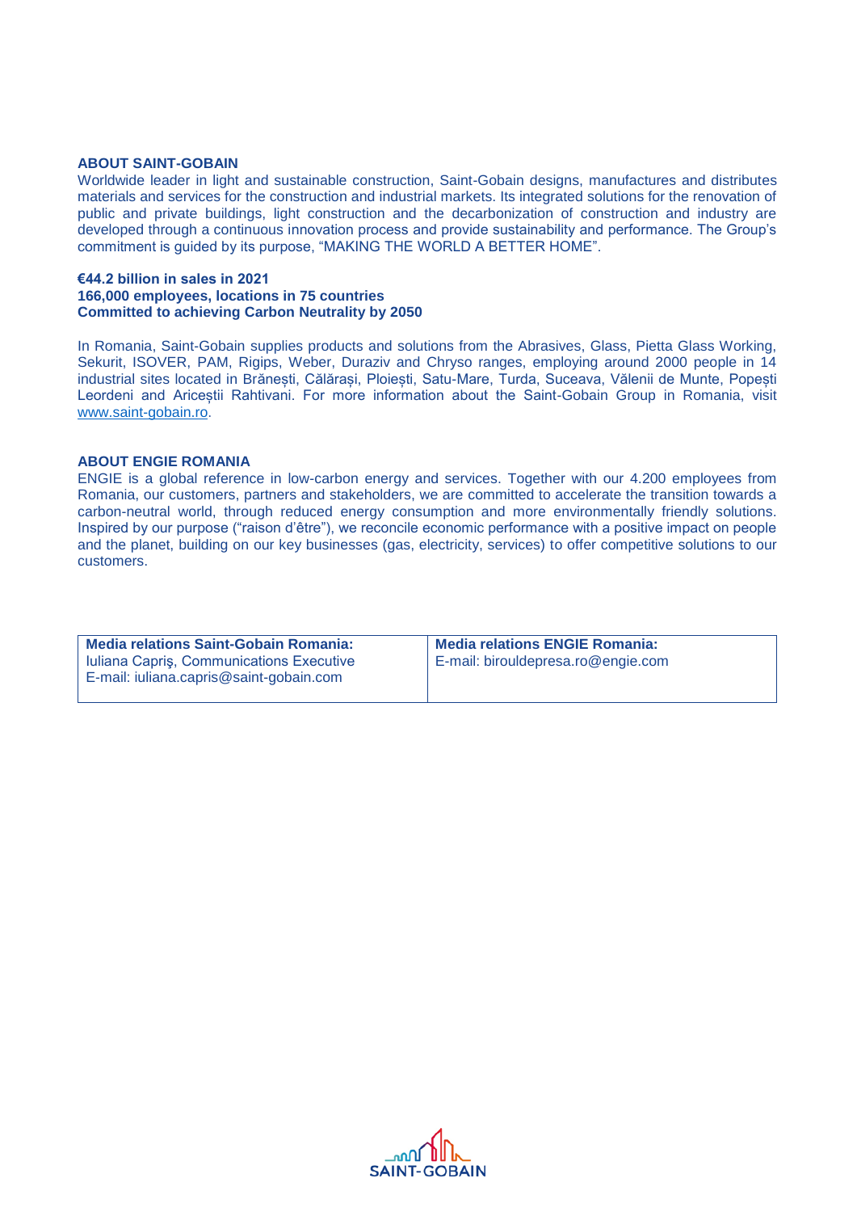## ABOUT SAINT-GOBAIN

Worldwide leader in light and sustainable construction, Saint-Gobain designs, manufactures and distributes materials and services for the construction and industrial markets. Its integrated solutions for the renovation of public and private buildings, light construction and the decarbonization of construction and industry are developed through a continuous innovation process and provide sustainability and performance. The Group's commitment is guided by its purpose, "MAKING THE WORLD A BETTER HOME".

**€44.2 billion in sales in 2021**
**166,000 employees, locations in 75 countries**
**Committed to achieving Carbon Neutrality by 2050**

In Romania, Saint-Gobain supplies products and solutions from the Abrasives, Glass, Pietta Glass Working, Sekurit, ISOVER, PAM, Rigips, Weber, Duraziv and Chryso ranges, employing around 2000 people in 14 industrial sites located in Brănești, Călărași, Ploiești, Satu-Mare, Turda, Suceava, Vălenii de Munte, Popești Leordeni and Aricești Rahtivani. For more information about the Saint-Gobain Group in Romania, visit www.saint-gobain.ro.

## ABOUT ENGIE ROMANIA

ENGIE is a global reference in low-carbon energy and services. Together with our 4.200 employees from Romania, our customers, partners and stakeholders, we are committed to accelerate the transition towards a carbon-neutral world, through reduced energy consumption and more environmentally friendly solutions. Inspired by our purpose ("raison d'être"), we reconcile economic performance with a positive impact on people and the planet, building on our key businesses (gas, electricity, services) to offer competitive solutions to our customers.

| | |
|---|---|
| **Media relations Saint-Gobain Romania:**<br>Iuliana Capriş, Communications Executive<br>E-mail: iuliana.capris@saint-gobain.com | **Media relations ENGIE Romania:**<br>E-mail: birouldepresa.ro@engie.com |